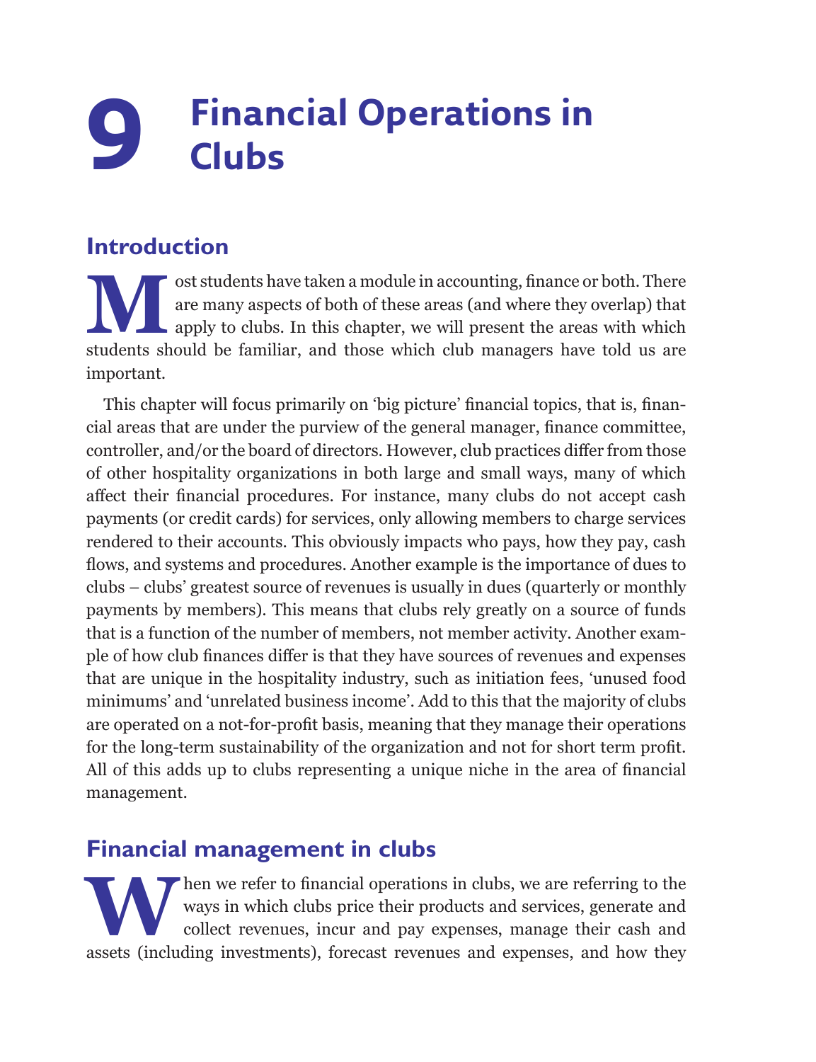# 9 Financial Operations in Clubs

## Introduction

Most students have taken a module in accounting, finance or both. There are many aspects of both of these areas (and where they overlap) that apply to clubs. In this chapter, we will present the areas with which students should be familiar, and those which club managers have told us are important.

This chapter will focus primarily on 'big picture' financial topics, that is, financial areas that are under the purview of the general manager, finance committee, controller, and/or the board of directors. However, club practices differ from those of other hospitality organizations in both large and small ways, many of which affect their financial procedures. For instance, many clubs do not accept cash payments (or credit cards) for services, only allowing members to charge services rendered to their accounts. This obviously impacts who pays, how they pay, cash flows, and systems and procedures. Another example is the importance of dues to clubs – clubs' greatest source of revenues is usually in dues (quarterly or monthly payments by members). This means that clubs rely greatly on a source of funds that is a function of the number of members, not member activity. Another example of how club finances differ is that they have sources of revenues and expenses that are unique in the hospitality industry, such as initiation fees, 'unused food minimums' and 'unrelated business income'. Add to this that the majority of clubs are operated on a not-for-profit basis, meaning that they manage their operations for the long-term sustainability of the organization and not for short term profit. All of this adds up to clubs representing a unique niche in the area of financial management.

## Financial management in clubs

When we refer to financial operations in clubs, we are referring to the ways in which clubs price their products and services, generate and collect revenues, incur and pay expenses, manage their cash and assets (including investments), forecast revenues and expenses, and how they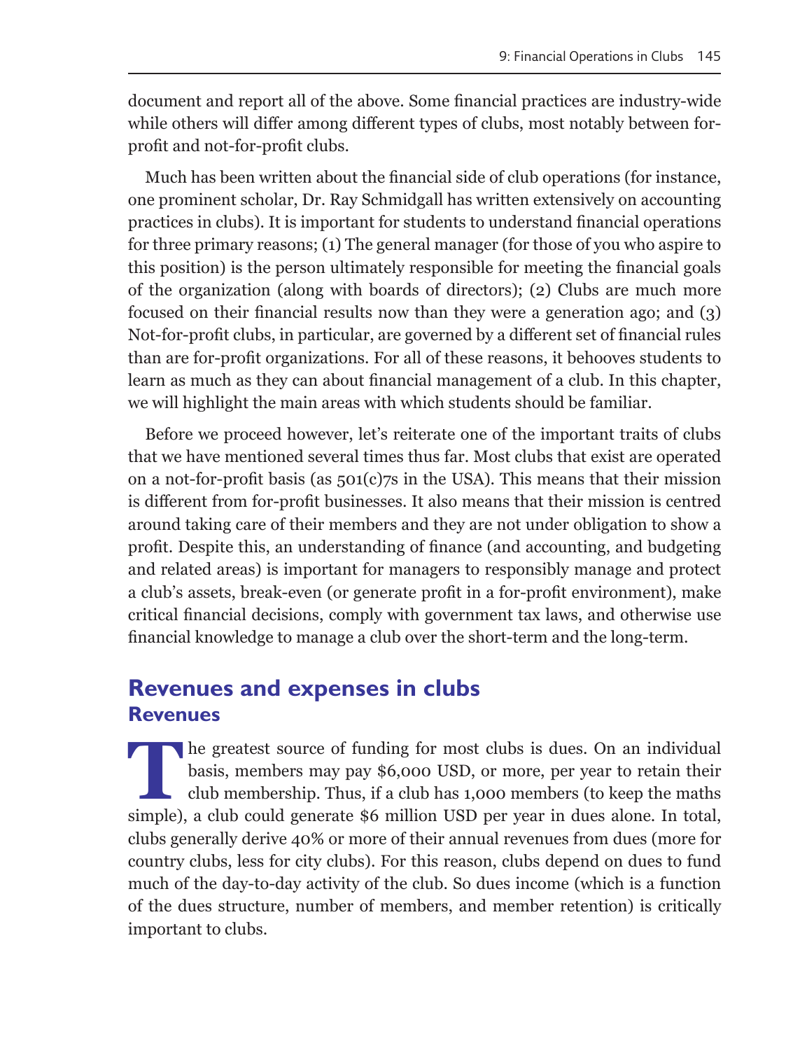document and report all of the above. Some financial practices are industry-wide while others will differ among different types of clubs, most notably between for-profit and not-for-profit clubs.

Much has been written about the financial side of club operations (for instance, one prominent scholar, Dr. Ray Schmidgall has written extensively on accounting practices in clubs). It is important for students to understand financial operations for three primary reasons; (1) The general manager (for those of you who aspire to this position) is the person ultimately responsible for meeting the financial goals of the organization (along with boards of directors); (2) Clubs are much more focused on their financial results now than they were a generation ago; and (3) Not-for-profit clubs, in particular, are governed by a different set of financial rules than are for-profit organizations. For all of these reasons, it behooves students to learn as much as they can about financial management of a club. In this chapter, we will highlight the main areas with which students should be familiar.

Before we proceed however, let's reiterate one of the important traits of clubs that we have mentioned several times thus far. Most clubs that exist are operated on a not-for-profit basis (as 501(c)7s in the USA). This means that their mission is different from for-profit businesses. It also means that their mission is centred around taking care of their members and they are not under obligation to show a profit. Despite this, an understanding of finance (and accounting, and budgeting and related areas) is important for managers to responsibly manage and protect a club's assets, break-even (or generate profit in a for-profit environment), make critical financial decisions, comply with government tax laws, and otherwise use financial knowledge to manage a club over the short-term and the long-term.

## Revenues and expenses in clubs

### Revenues

The greatest source of funding for most clubs is dues. On an individual basis, members may pay $6,000 USD, or more, per year to retain their club membership. Thus, if a club has 1,000 members (to keep the maths simple), a club could generate $6 million USD per year in dues alone. In total, clubs generally derive 40% or more of their annual revenues from dues (more for country clubs, less for city clubs). For this reason, clubs depend on dues to fund much of the day-to-day activity of the club. So dues income (which is a function of the dues structure, number of members, and member retention) is critically important to clubs.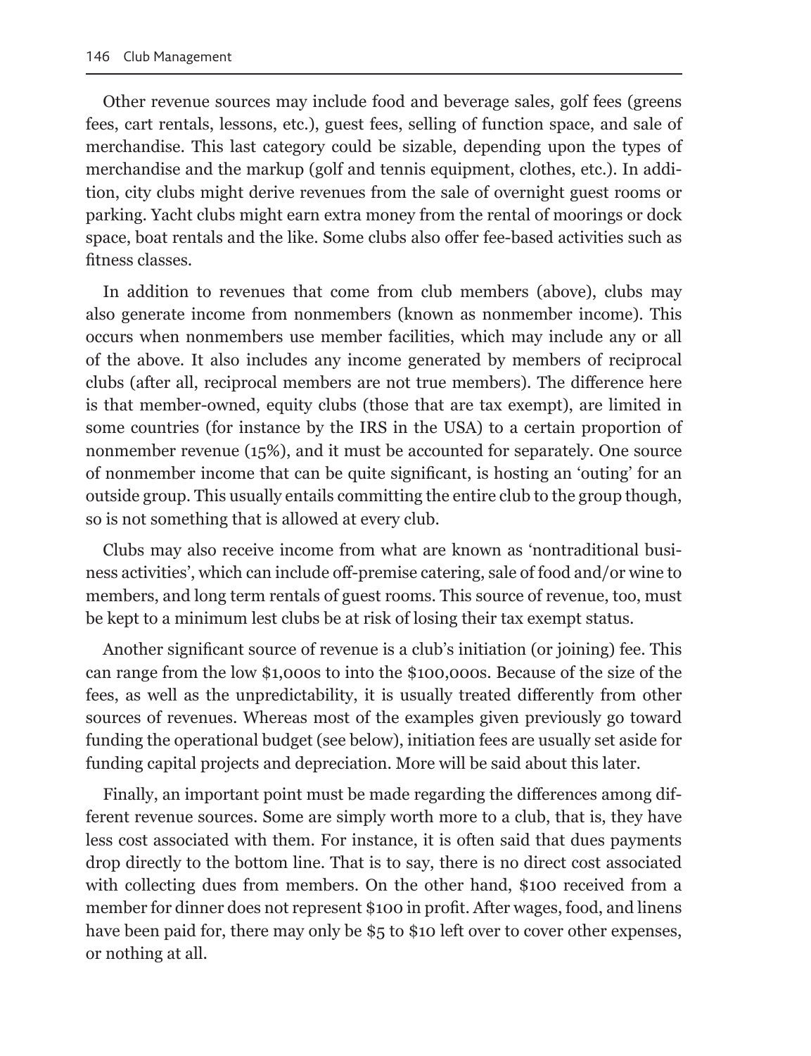Other revenue sources may include food and beverage sales, golf fees (greens fees, cart rentals, lessons, etc.), guest fees, selling of function space, and sale of merchandise. This last category could be sizable, depending upon the types of merchandise and the markup (golf and tennis equipment, clothes, etc.). In addition, city clubs might derive revenues from the sale of overnight guest rooms or parking. Yacht clubs might earn extra money from the rental of moorings or dock space, boat rentals and the like. Some clubs also offer fee-based activities such as fitness classes.

In addition to revenues that come from club members (above), clubs may also generate income from nonmembers (known as nonmember income). This occurs when nonmembers use member facilities, which may include any or all of the above. It also includes any income generated by members of reciprocal clubs (after all, reciprocal members are not true members). The difference here is that member-owned, equity clubs (those that are tax exempt), are limited in some countries (for instance by the IRS in the USA) to a certain proportion of nonmember revenue (15%), and it must be accounted for separately. One source of nonmember income that can be quite significant, is hosting an 'outing' for an outside group. This usually entails committing the entire club to the group though, so is not something that is allowed at every club.

Clubs may also receive income from what are known as 'nontraditional business activities', which can include off-premise catering, sale of food and/or wine to members, and long term rentals of guest rooms. This source of revenue, too, must be kept to a minimum lest clubs be at risk of losing their tax exempt status.

Another significant source of revenue is a club's initiation (or joining) fee. This can range from the low $1,000s to into the $100,000s. Because of the size of the fees, as well as the unpredictability, it is usually treated differently from other sources of revenues. Whereas most of the examples given previously go toward funding the operational budget (see below), initiation fees are usually set aside for funding capital projects and depreciation. More will be said about this later.

Finally, an important point must be made regarding the differences among different revenue sources. Some are simply worth more to a club, that is, they have less cost associated with them. For instance, it is often said that dues payments drop directly to the bottom line. That is to say, there is no direct cost associated with collecting dues from members. On the other hand, $100 received from a member for dinner does not represent $100 in profit. After wages, food, and linens have been paid for, there may only be $5 to $10 left over to cover other expenses, or nothing at all.